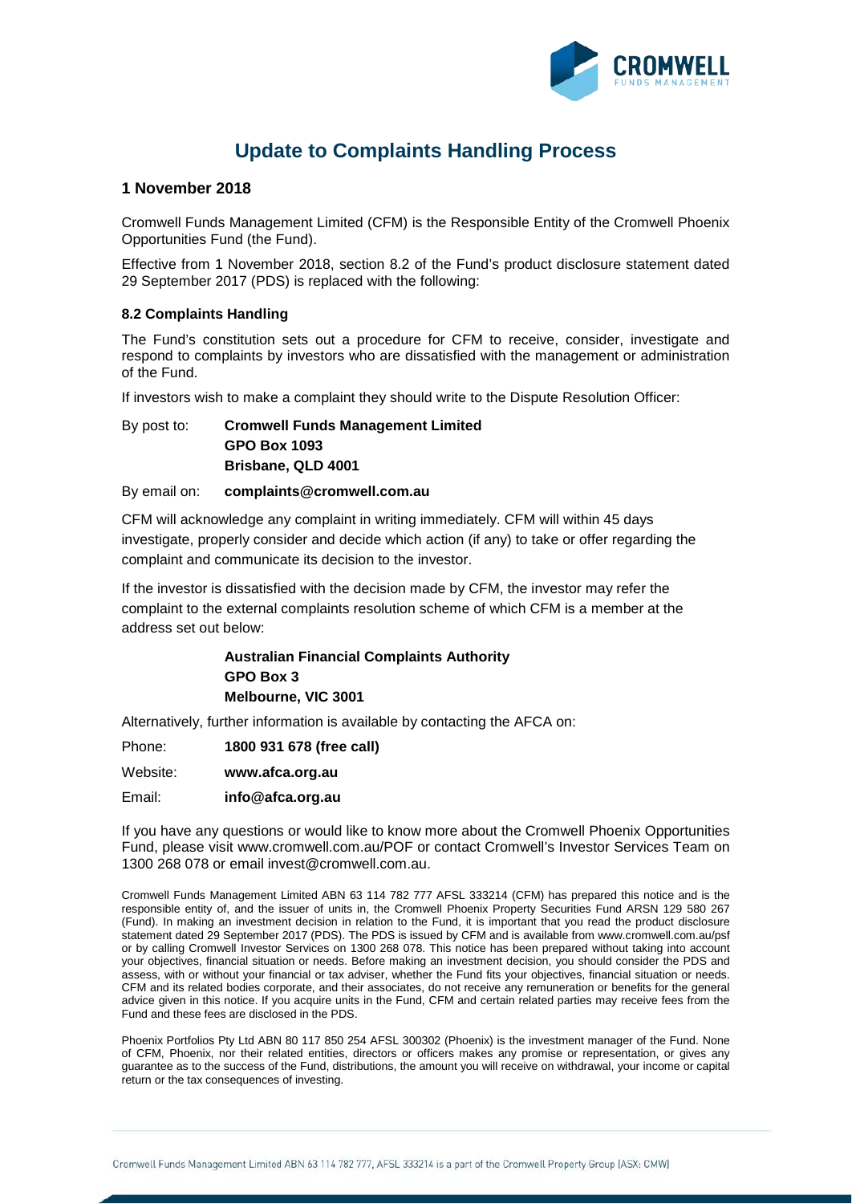# Update to Complaints Handling Process

### 1 November 2018

Cromwell Funds Management Limited (CFM) is the Responsible Entity of the Cromwell Phoenix Opportunities Fund (the Fund).

Effective from 1 November 2018, section 8.2 of the Fund's product disclosure statement dated 29 September 2017 (PDS) is replaced with the following:

#### 8.2 Complaints Handling

The Fund's constitution sets out a procedure for CFM to receive, consider, investigate and respond to complaints by investors who are dissatisfied with the management or administration of the Fund.

If investors wish to make a complaint they should write to the Dispute Resolution Officer:

By post to: **Cromwell Funds Management Limited**
**GPO Box 1093**
**Brisbane, QLD 4001**

By email on: **complaints@cromwell.com.au**

CFM will acknowledge any complaint in writing immediately. CFM will within 45 days investigate, properly consider and decide which action (if any) to take or offer regarding the complaint and communicate its decision to the investor.

If the investor is dissatisfied with the decision made by CFM, the investor may refer the complaint to the external complaints resolution scheme of which CFM is a member at the address set out below:

**Australian Financial Complaints Authority**
**GPO Box 3**
**Melbourne, VIC 3001**

Alternatively, further information is available by contacting the AFCA on:

Phone: **1800 931 678 (free call)**

Website: **www.afca.org.au**

Email: **info@afca.org.au**

If you have any questions or would like to know more about the Cromwell Phoenix Opportunities Fund, please visit www.cromwell.com.au/POF or contact Cromwell's Investor Services Team on 1300 268 078 or email invest@cromwell.com.au.

Cromwell Funds Management Limited ABN 63 114 782 777 AFSL 333214 (CFM) has prepared this notice and is the responsible entity of, and the issuer of units in, the Cromwell Phoenix Property Securities Fund ARSN 129 580 267 (Fund). In making an investment decision in relation to the Fund, it is important that you read the product disclosure statement dated 29 September 2017 (PDS). The PDS is issued by CFM and is available from www.cromwell.com.au/psf or by calling Cromwell Investor Services on 1300 268 078. This notice has been prepared without taking into account your objectives, financial situation or needs. Before making an investment decision, you should consider the PDS and assess, with or without your financial or tax adviser, whether the Fund fits your objectives, financial situation or needs. CFM and its related bodies corporate, and their associates, do not receive any remuneration or benefits for the general advice given in this notice. If you acquire units in the Fund, CFM and certain related parties may receive fees from the Fund and these fees are disclosed in the PDS.

Phoenix Portfolios Pty Ltd ABN 80 117 850 254 AFSL 300302 (Phoenix) is the investment manager of the Fund. None of CFM, Phoenix, nor their related entities, directors or officers makes any promise or representation, or gives any guarantee as to the success of the Fund, distributions, the amount you will receive on withdrawal, your income or capital return or the tax consequences of investing.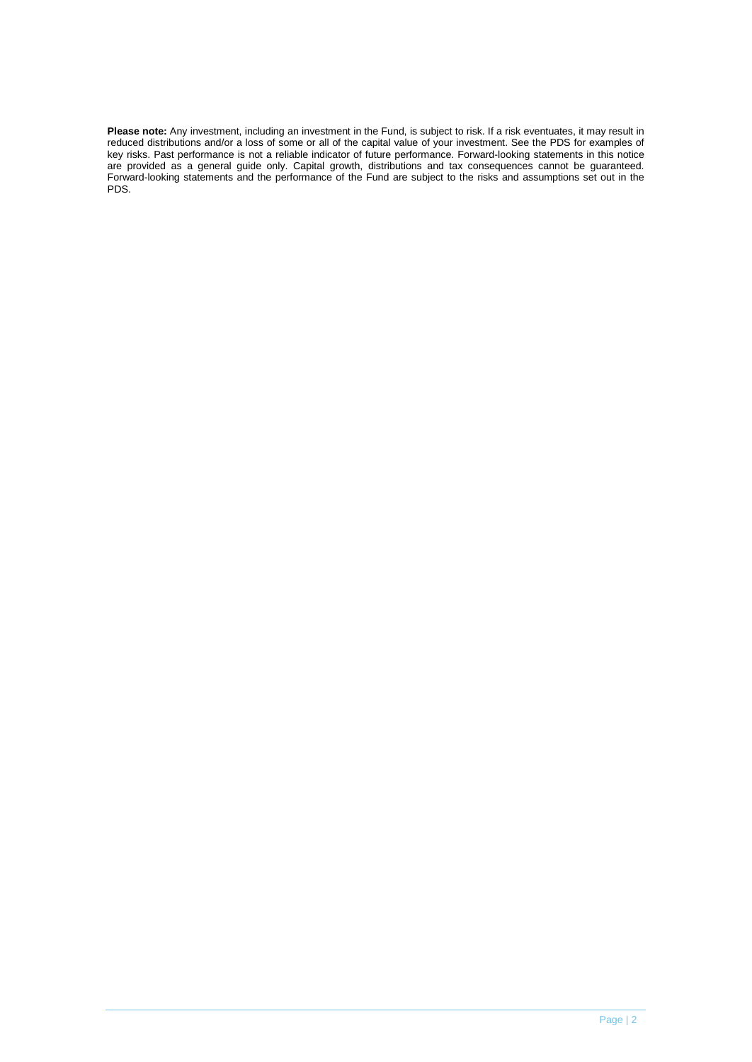**Please note:** Any investment, including an investment in the Fund, is subject to risk. If a risk eventuates, it may result in reduced distributions and/or a loss of some or all of the capital value of your investment. See the PDS for examples of key risks. Past performance is not a reliable indicator of future performance. Forward-looking statements in this notice are provided as a general guide only. Capital growth, distributions and tax consequences cannot be guaranteed. Forward-looking statements and the performance of the Fund are subject to the risks and assumptions set out in the PDS.